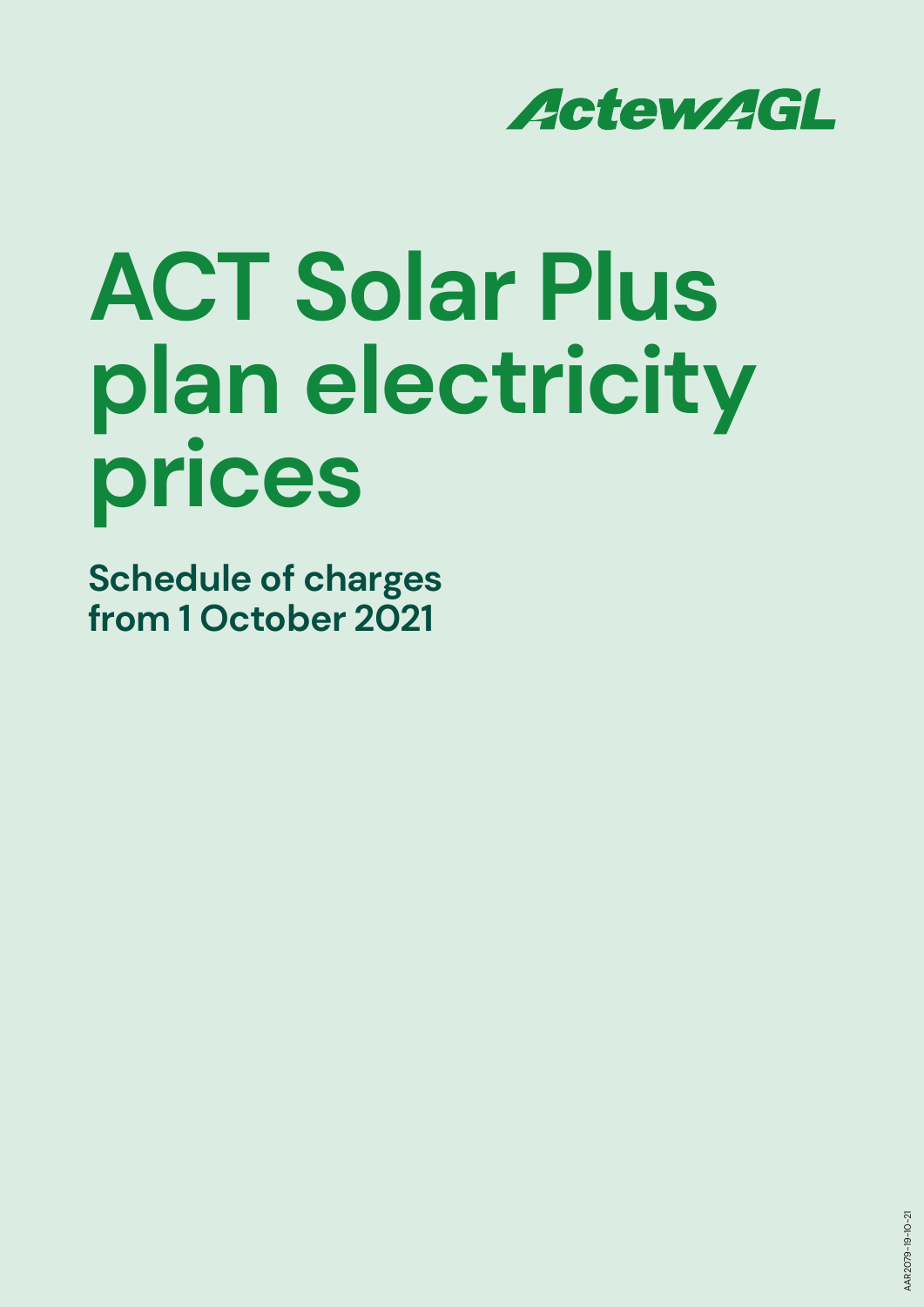ActewAGL

# ACT Solar Plus plan electricity prices

## Schedule of charges from 1 October 2021

AAR2079-19-10-21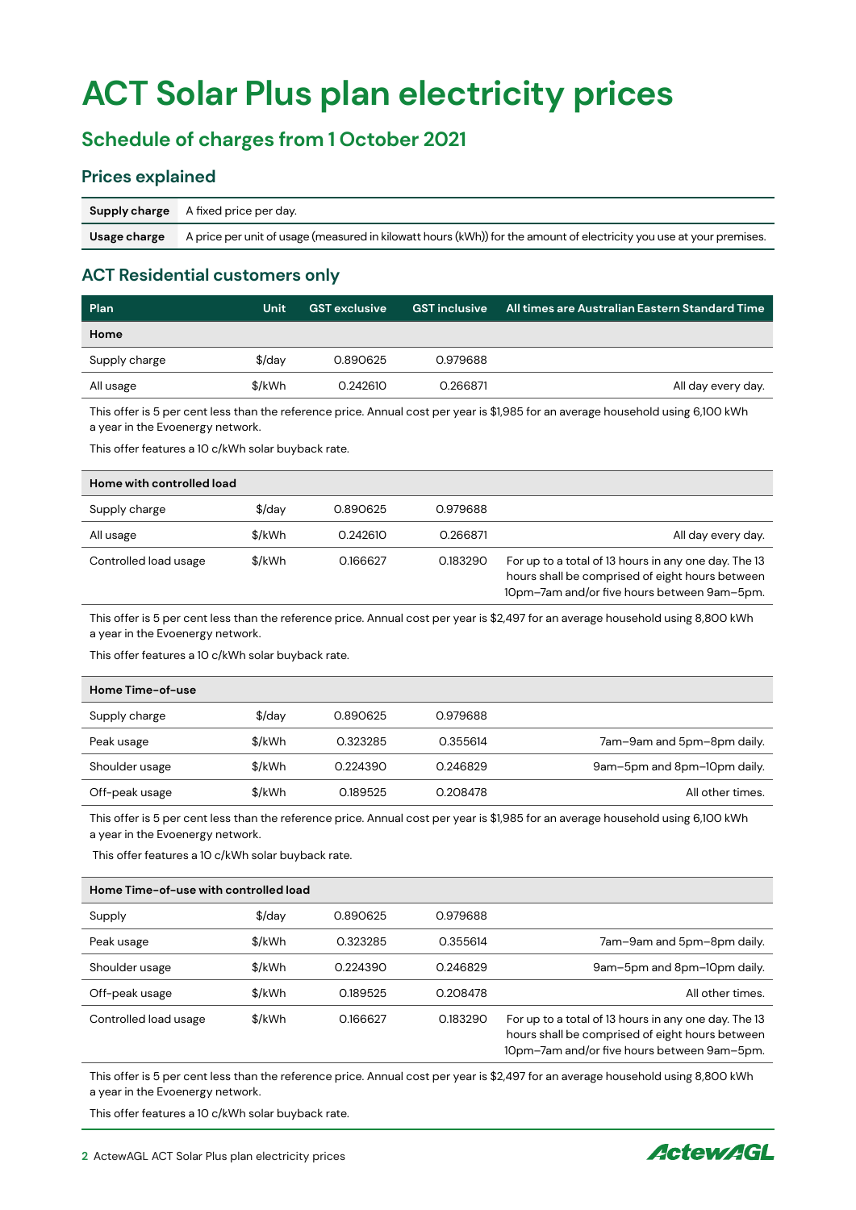# ACT Solar Plus plan electricity prices

## Schedule of charges from 1 October 2021

### Prices explained

| | |
|---|---|
| **Supply charge** | A fixed price per day. |
| **Usage charge** | A price per unit of usage (measured in kilowatt hours (kWh)) for the amount of electricity you use at your premises. |

### ACT Residential customers only

| Plan | Unit | GST exclusive | GST inclusive | All times are Australian Eastern Standard Time |
|---|---|---|---|---|
| **Home** | | | | |
| Supply charge | $/day | 0.890625 | 0.979688 | |
| All usage | $/kWh | 0.242610 | 0.266871 | All day every day. |

This offer is 5 per cent less than the reference price. Annual cost per year is $1,985 for an average household using 6,100 kWh a year in the Evoenergy network.

This offer features a 10 c/kWh solar buyback rate.

| **Home with controlled load** | | | | |
|---|---|---|---|---|
| Supply charge | $/day | 0.890625 | 0.979688 | |
| All usage | $/kWh | 0.242610 | 0.266871 | All day every day. |
| Controlled load usage | $/kWh | 0.166627 | 0.183290 | For up to a total of 13 hours in any one day. The 13 hours shall be comprised of eight hours between 10pm–7am and/or five hours between 9am–5pm. |

This offer is 5 per cent less than the reference price. Annual cost per year is $2,497 for an average household using 8,800 kWh a year in the Evoenergy network.

This offer features a 10 c/kWh solar buyback rate.

| **Home Time-of-use** | | | | |
|---|---|---|---|---|
| Supply charge | $/day | 0.890625 | 0.979688 | |
| Peak usage | $/kWh | 0.323285 | 0.355614 | 7am–9am and 5pm–8pm daily. |
| Shoulder usage | $/kWh | 0.224390 | 0.246829 | 9am–5pm and 8pm–10pm daily. |
| Off-peak usage | $/kWh | 0.189525 | 0.208478 | All other times. |

This offer is 5 per cent less than the reference price. Annual cost per year is $1,985 for an average household using 6,100 kWh a year in the Evoenergy network.

This offer features a 10 c/kWh solar buyback rate.

| **Home Time-of-use with controlled load** | | | | |
|---|---|---|---|---|
| Supply | $/day | 0.890625 | 0.979688 | |
| Peak usage | $/kWh | 0.323285 | 0.355614 | 7am–9am and 5pm–8pm daily. |
| Shoulder usage | $/kWh | 0.224390 | 0.246829 | 9am–5pm and 8pm–10pm daily. |
| Off-peak usage | $/kWh | 0.189525 | 0.208478 | All other times. |
| Controlled load usage | $/kWh | 0.166627 | 0.183290 | For up to a total of 13 hours in any one day. The 13 hours shall be comprised of eight hours between 10pm–7am and/or five hours between 9am–5pm. |

This offer is 5 per cent less than the reference price. Annual cost per year is $2,497 for an average household using 8,800 kWh a year in the Evoenergy network.

This offer features a 10 c/kWh solar buyback rate.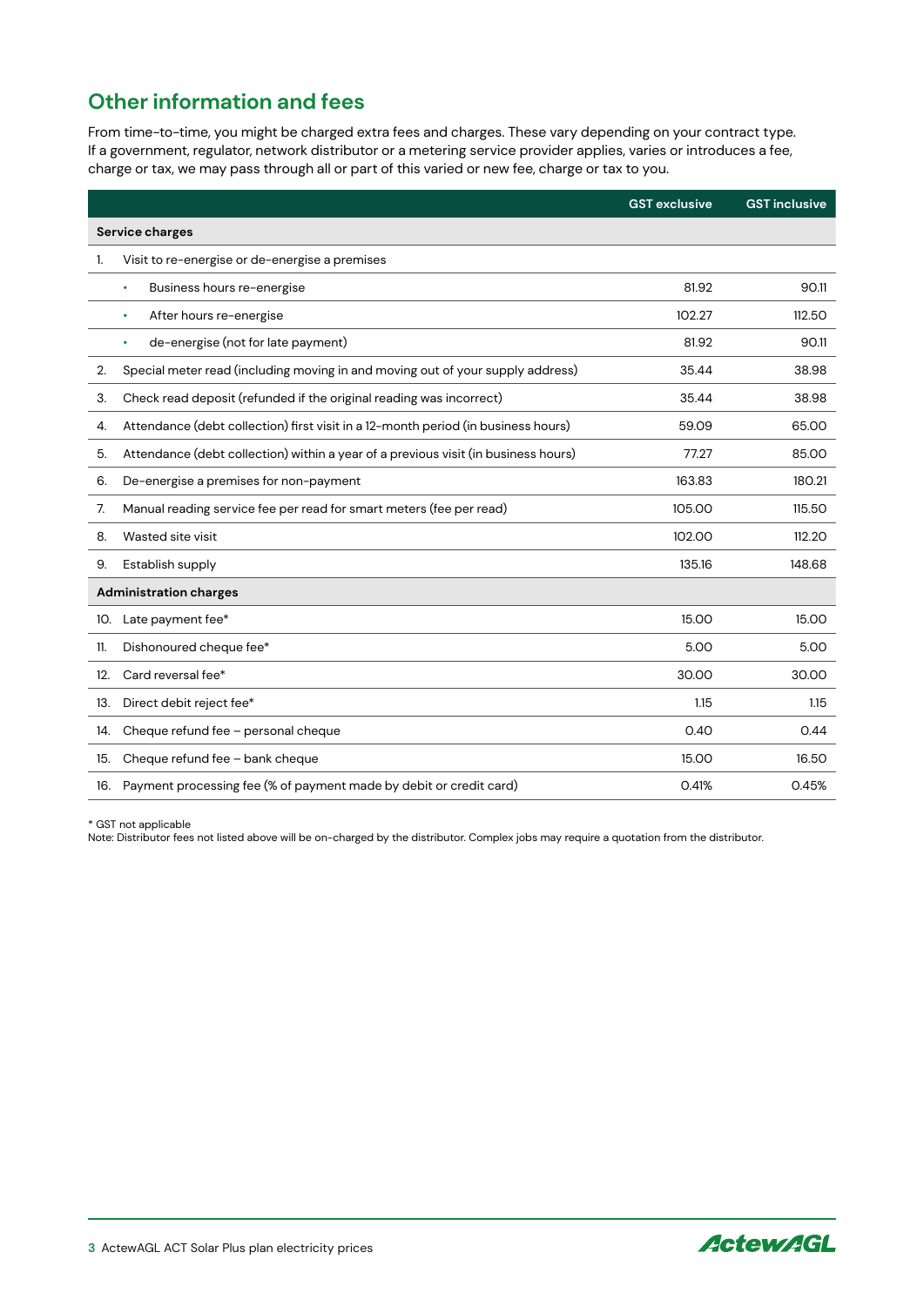## Other information and fees

From time-to-time, you might be charged extra fees and charges. These vary depending on your contract type. If a government, regulator, network distributor or a metering service provider applies, varies or introduces a fee, charge or tax, we may pass through all or part of this varied or new fee, charge or tax to you.

| | | GST exclusive | GST inclusive |
|---|---|---|---|
| **Service charges** | | | |
| 1. | Visit to re-energise or de-energise a premises | | |
| | • Business hours re-energise | 81.92 | 90.11 |
| | • After hours re-energise | 102.27 | 112.50 |
| | • de-energise (not for late payment) | 81.92 | 90.11 |
| 2. | Special meter read (including moving in and moving out of your supply address) | 35.44 | 38.98 |
| 3. | Check read deposit (refunded if the original reading was incorrect) | 35.44 | 38.98 |
| 4. | Attendance (debt collection) first visit in a 12-month period (in business hours) | 59.09 | 65.00 |
| 5. | Attendance (debt collection) within a year of a previous visit (in business hours) | 77.27 | 85.00 |
| 6. | De-energise a premises for non-payment | 163.83 | 180.21 |
| 7. | Manual reading service fee per read for smart meters (fee per read) | 105.00 | 115.50 |
| 8. | Wasted site visit | 102.00 | 112.20 |
| 9. | Establish supply | 135.16 | 148.68 |
| **Administration charges** | | | |
| 10. | Late payment fee* | 15.00 | 15.00 |
| 11. | Dishonoured cheque fee* | 5.00 | 5.00 |
| 12. | Card reversal fee* | 30.00 | 30.00 |
| 13. | Direct debit reject fee* | 1.15 | 1.15 |
| 14. | Cheque refund fee – personal cheque | 0.40 | 0.44 |
| 15. | Cheque refund fee – bank cheque | 15.00 | 16.50 |
| 16. | Payment processing fee (% of payment made by debit or credit card) | 0.41% | 0.45% |

* GST not applicable

Note: Distributor fees not listed above will be on-charged by the distributor. Complex jobs may require a quotation from the distributor.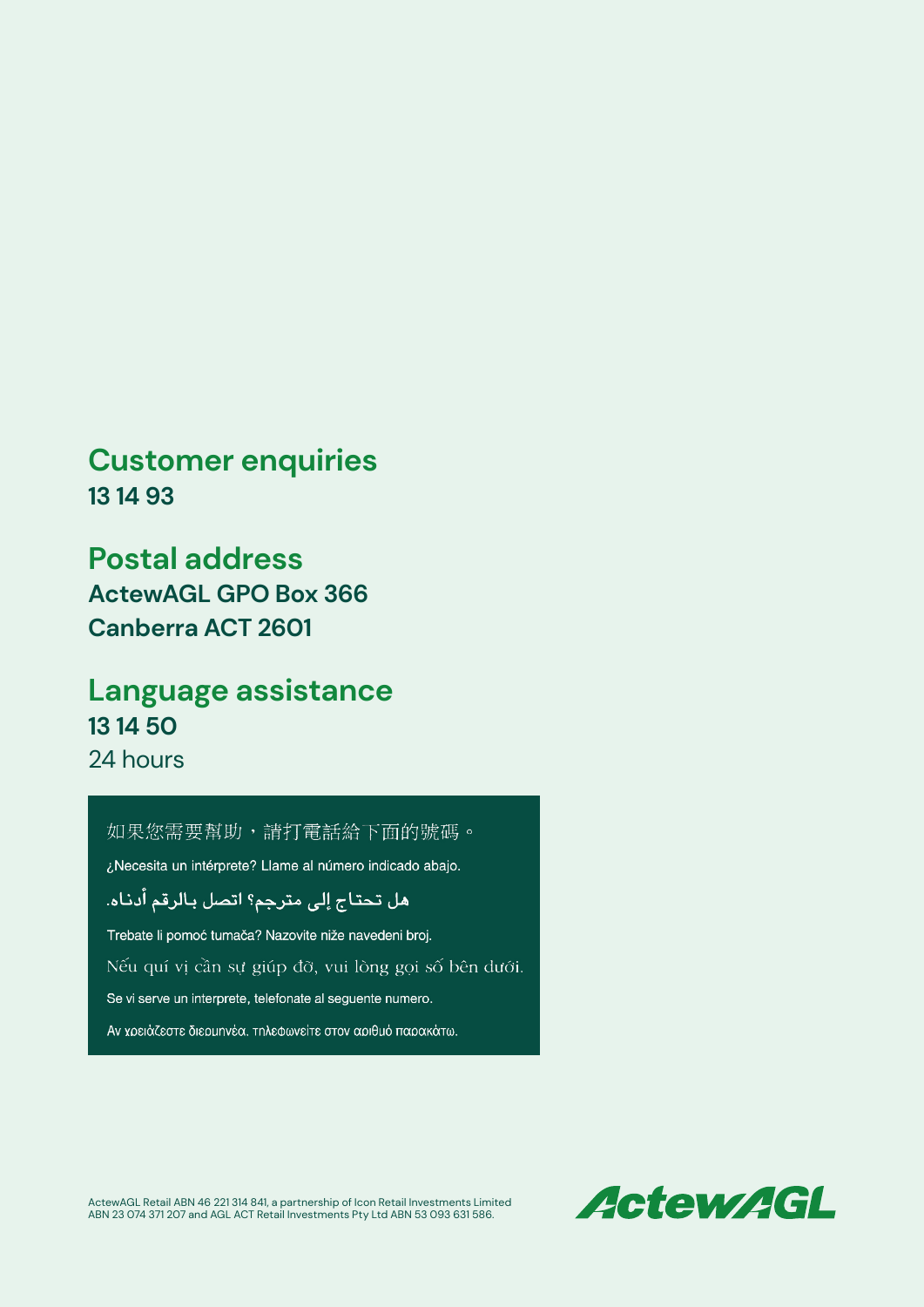## Customer enquiries

**13 14 93**

## Postal address

**ActewAGL GPO Box 366**
**Canberra ACT 2601**

## Language assistance

**13 14 50**
24 hours

如果您需要幫助，請打電話給下面的號碼。

¿Necesita un intérprete? Llame al número indicado abajo.

هل تحتاج إلى مترجم؟ اتصل بالرقم أدناه.

Trebate li pomoć tumača? Nazovite niže navedeni broj.

Nếu quí vị cần sự giúp đỡ, vui lòng gọi số bên dưới.

Se vi serve un interprete, telefonate al seguente numero.

Αν χρειάζεστε διερμηνέα, τηλεφωνείτε στον αριθμό παρακάτω.

ActewAGL Retail ABN 46 221 314 841, a partnership of Icon Retail Investments Limited ABN 23 074 371 207 and AGL ACT Retail Investments Pty Ltd ABN 53 093 631 586.

ActewAGL